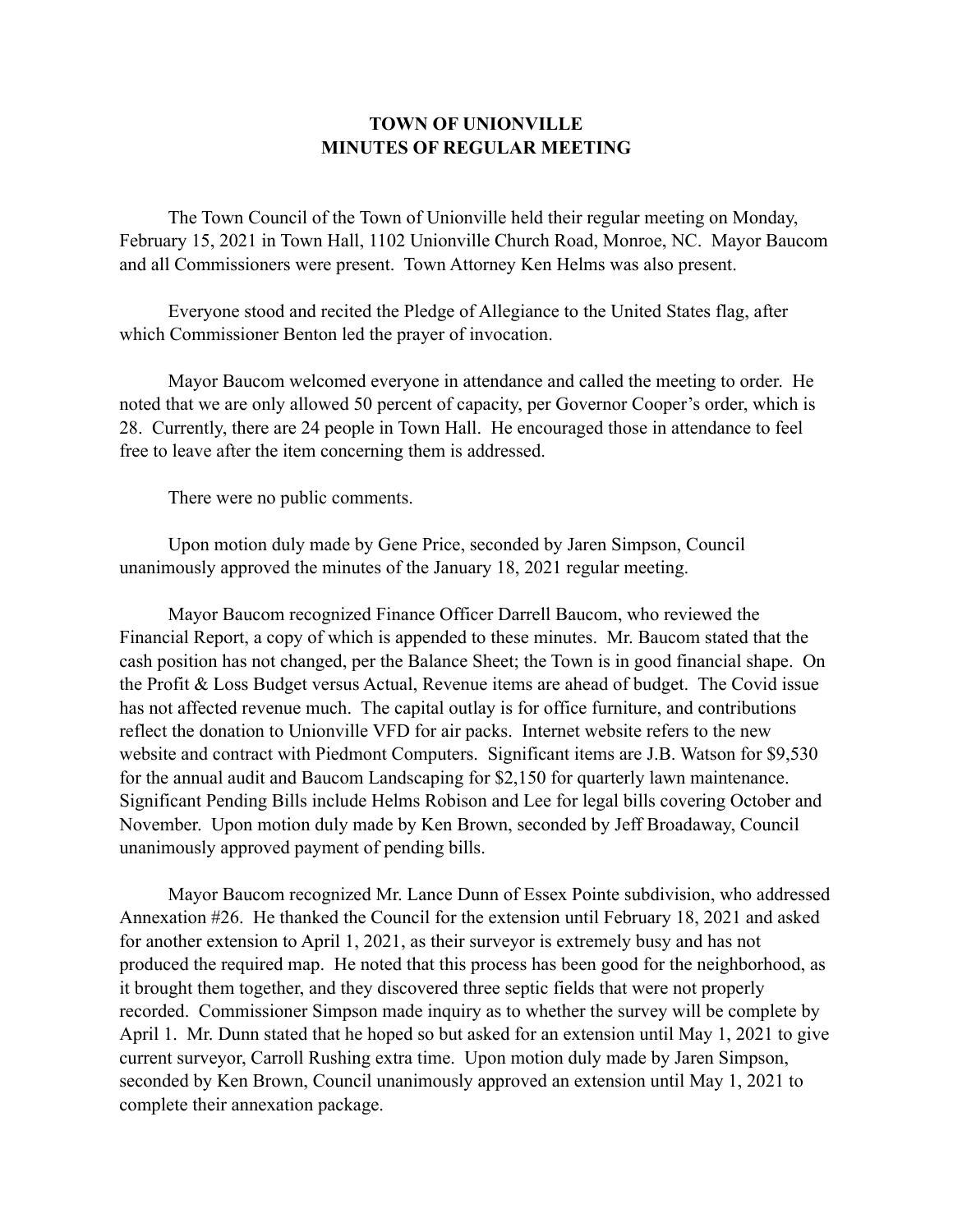# TOWN OF UNIONVILLE
# MINUTES OF REGULAR MEETING

The Town Council of the Town of Unionville held their regular meeting on Monday, February 15, 2021 in Town Hall, 1102 Unionville Church Road, Monroe, NC. Mayor Baucom and all Commissioners were present. Town Attorney Ken Helms was also present.

Everyone stood and recited the Pledge of Allegiance to the United States flag, after which Commissioner Benton led the prayer of invocation.

Mayor Baucom welcomed everyone in attendance and called the meeting to order. He noted that we are only allowed 50 percent of capacity, per Governor Cooper's order, which is 28. Currently, there are 24 people in Town Hall. He encouraged those in attendance to feel free to leave after the item concerning them is addressed.

There were no public comments.

Upon motion duly made by Gene Price, seconded by Jaren Simpson, Council unanimously approved the minutes of the January 18, 2021 regular meeting.

Mayor Baucom recognized Finance Officer Darrell Baucom, who reviewed the Financial Report, a copy of which is appended to these minutes. Mr. Baucom stated that the cash position has not changed, per the Balance Sheet; the Town is in good financial shape. On the Profit & Loss Budget versus Actual, Revenue items are ahead of budget. The Covid issue has not affected revenue much. The capital outlay is for office furniture, and contributions reflect the donation to Unionville VFD for air packs. Internet website refers to the new website and contract with Piedmont Computers. Significant items are J.B. Watson for $9,530 for the annual audit and Baucom Landscaping for $2,150 for quarterly lawn maintenance. Significant Pending Bills include Helms Robison and Lee for legal bills covering October and November. Upon motion duly made by Ken Brown, seconded by Jeff Broadaway, Council unanimously approved payment of pending bills.

Mayor Baucom recognized Mr. Lance Dunn of Essex Pointe subdivision, who addressed Annexation #26. He thanked the Council for the extension until February 18, 2021 and asked for another extension to April 1, 2021, as their surveyor is extremely busy and has not produced the required map. He noted that this process has been good for the neighborhood, as it brought them together, and they discovered three septic fields that were not properly recorded. Commissioner Simpson made inquiry as to whether the survey will be complete by April 1. Mr. Dunn stated that he hoped so but asked for an extension until May 1, 2021 to give current surveyor, Carroll Rushing extra time. Upon motion duly made by Jaren Simpson, seconded by Ken Brown, Council unanimously approved an extension until May 1, 2021 to complete their annexation package.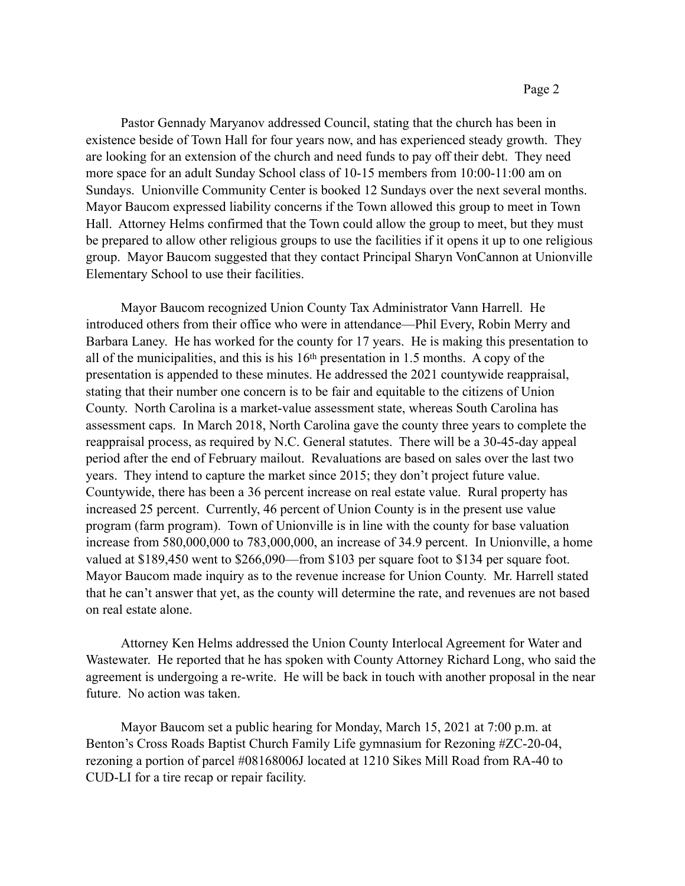Pastor Gennady Maryanov addressed Council, stating that the church has been in existence beside of Town Hall for four years now, and has experienced steady growth. They are looking for an extension of the church and need funds to pay off their debt. They need more space for an adult Sunday School class of 10-15 members from 10:00-11:00 am on Sundays. Unionville Community Center is booked 12 Sundays over the next several months. Mayor Baucom expressed liability concerns if the Town allowed this group to meet in Town Hall. Attorney Helms confirmed that the Town could allow the group to meet, but they must be prepared to allow other religious groups to use the facilities if it opens it up to one religious group. Mayor Baucom suggested that they contact Principal Sharyn VonCannon at Unionville Elementary School to use their facilities.

Mayor Baucom recognized Union County Tax Administrator Vann Harrell. He introduced others from their office who were in attendance—Phil Every, Robin Merry and Barbara Laney. He has worked for the county for 17 years. He is making this presentation to all of the municipalities, and this is his 16th presentation in 1.5 months. A copy of the presentation is appended to these minutes. He addressed the 2021 countywide reappraisal, stating that their number one concern is to be fair and equitable to the citizens of Union County. North Carolina is a market-value assessment state, whereas South Carolina has assessment caps. In March 2018, North Carolina gave the county three years to complete the reappraisal process, as required by N.C. General statutes. There will be a 30-45-day appeal period after the end of February mailout. Revaluations are based on sales over the last two years. They intend to capture the market since 2015; they don't project future value. Countywide, there has been a 36 percent increase on real estate value. Rural property has increased 25 percent. Currently, 46 percent of Union County is in the present use value program (farm program). Town of Unionville is in line with the county for base valuation increase from 580,000,000 to 783,000,000, an increase of 34.9 percent. In Unionville, a home valued at $189,450 went to $266,090—from $103 per square foot to $134 per square foot. Mayor Baucom made inquiry as to the revenue increase for Union County. Mr. Harrell stated that he can't answer that yet, as the county will determine the rate, and revenues are not based on real estate alone.

Attorney Ken Helms addressed the Union County Interlocal Agreement for Water and Wastewater. He reported that he has spoken with County Attorney Richard Long, who said the agreement is undergoing a re-write. He will be back in touch with another proposal in the near future. No action was taken.

Mayor Baucom set a public hearing for Monday, March 15, 2021 at 7:00 p.m. at Benton's Cross Roads Baptist Church Family Life gymnasium for Rezoning #ZC-20-04, rezoning a portion of parcel #08168006J located at 1210 Sikes Mill Road from RA-40 to CUD-LI for a tire recap or repair facility.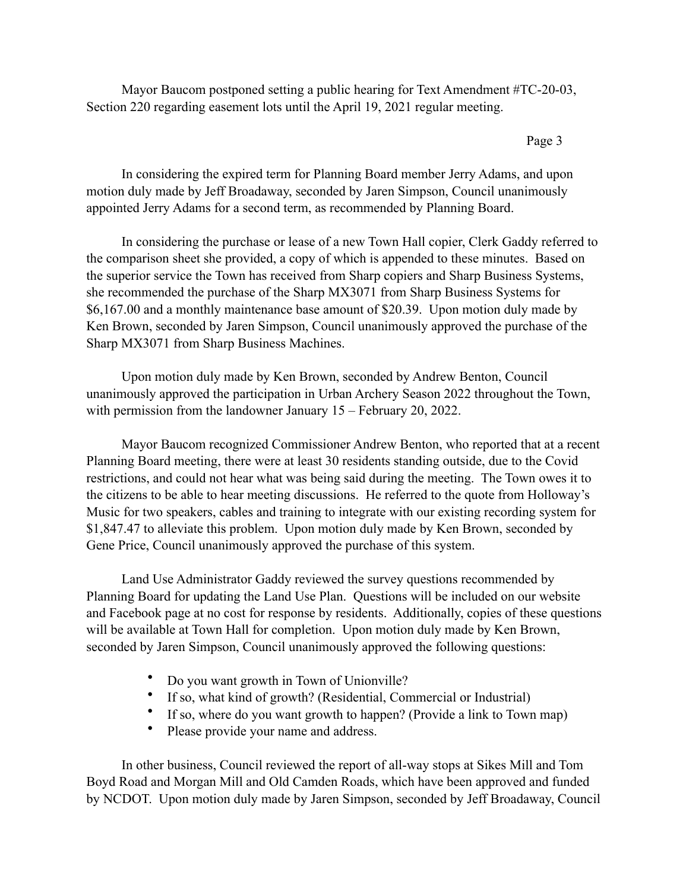Mayor Baucom postponed setting a public hearing for Text Amendment #TC-20-03, Section 220 regarding easement lots until the April 19, 2021 regular meeting.

In considering the expired term for Planning Board member Jerry Adams, and upon motion duly made by Jeff Broadaway, seconded by Jaren Simpson, Council unanimously appointed Jerry Adams for a second term, as recommended by Planning Board.

In considering the purchase or lease of a new Town Hall copier, Clerk Gaddy referred to the comparison sheet she provided, a copy of which is appended to these minutes. Based on the superior service the Town has received from Sharp copiers and Sharp Business Systems, she recommended the purchase of the Sharp MX3071 from Sharp Business Systems for $6,167.00 and a monthly maintenance base amount of $20.39. Upon motion duly made by Ken Brown, seconded by Jaren Simpson, Council unanimously approved the purchase of the Sharp MX3071 from Sharp Business Machines.

Upon motion duly made by Ken Brown, seconded by Andrew Benton, Council unanimously approved the participation in Urban Archery Season 2022 throughout the Town, with permission from the landowner January 15 – February 20, 2022.

Mayor Baucom recognized Commissioner Andrew Benton, who reported that at a recent Planning Board meeting, there were at least 30 residents standing outside, due to the Covid restrictions, and could not hear what was being said during the meeting. The Town owes it to the citizens to be able to hear meeting discussions. He referred to the quote from Holloway's Music for two speakers, cables and training to integrate with our existing recording system for $1,847.47 to alleviate this problem. Upon motion duly made by Ken Brown, seconded by Gene Price, Council unanimously approved the purchase of this system.

Land Use Administrator Gaddy reviewed the survey questions recommended by Planning Board for updating the Land Use Plan. Questions will be included on our website and Facebook page at no cost for response by residents. Additionally, copies of these questions will be available at Town Hall for completion. Upon motion duly made by Ken Brown, seconded by Jaren Simpson, Council unanimously approved the following questions:

- Do you want growth in Town of Unionville?
- If so, what kind of growth? (Residential, Commercial or Industrial)
- If so, where do you want growth to happen? (Provide a link to Town map)
- Please provide your name and address.

In other business, Council reviewed the report of all-way stops at Sikes Mill and Tom Boyd Road and Morgan Mill and Old Camden Roads, which have been approved and funded by NCDOT. Upon motion duly made by Jaren Simpson, seconded by Jeff Broadaway, Council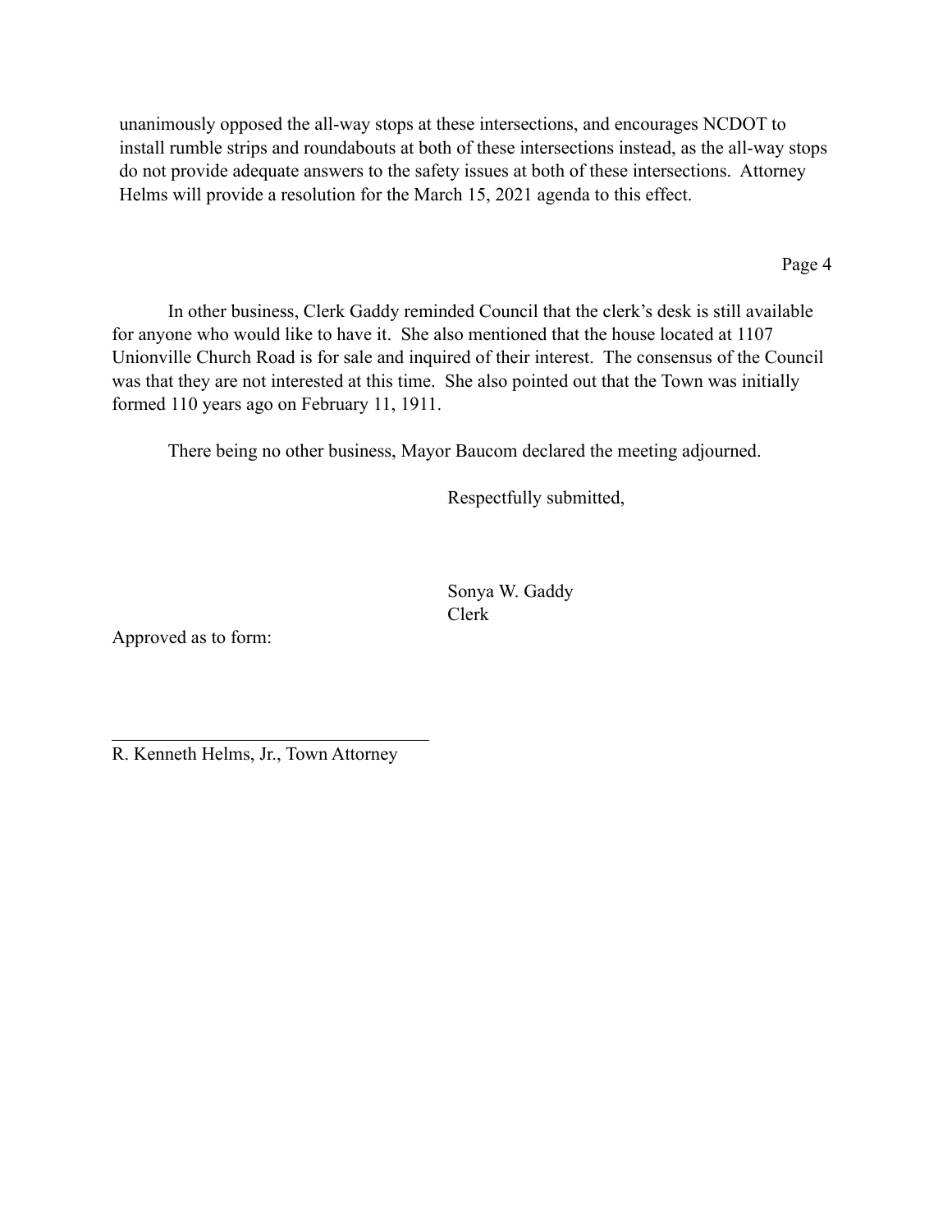unanimously opposed the all-way stops at these intersections, and encourages NCDOT to install rumble strips and roundabouts at both of these intersections instead, as the all-way stops do not provide adequate answers to the safety issues at both of these intersections. Attorney Helms will provide a resolution for the March 15, 2021 agenda to this effect.

In other business, Clerk Gaddy reminded Council that the clerk's desk is still available for anyone who would like to have it. She also mentioned that the house located at 1107 Unionville Church Road is for sale and inquired of their interest. The consensus of the Council was that they are not interested at this time. She also pointed out that the Town was initially formed 110 years ago on February 11, 1911.

There being no other business, Mayor Baucom declared the meeting adjourned.

Respectfully submitted,

Sonya W. Gaddy
Clerk

Approved as to form:

\_\_\_\_\_\_\_\_\_\_\_\_\_\_\_\_\_\_\_\_\_\_\_\_\_\_\_\_\_\_\_\_\_\_\_

R. Kenneth Helms, Jr., Town Attorney